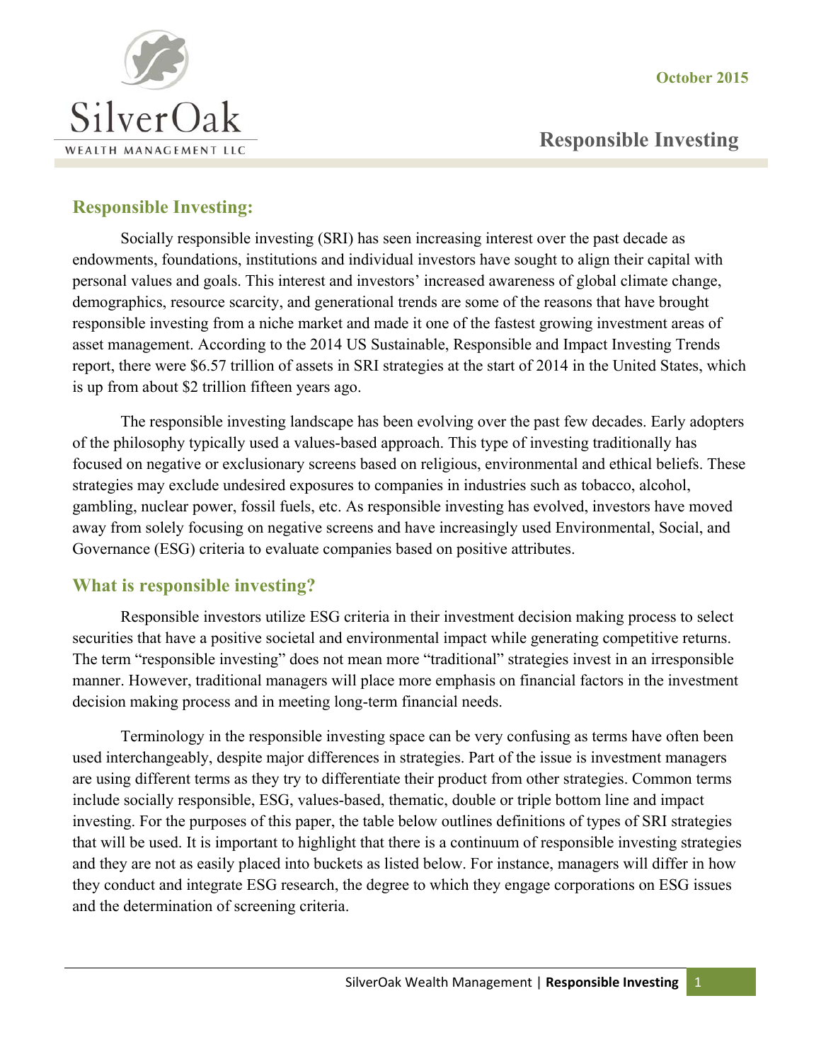SilverOak

WEALTH MANAGEMENT LLC

October 2015

# Responsible Investing

## Responsible Investing:

Socially responsible investing (SRI) has seen increasing interest over the past decade as endowments, foundations, institutions and individual investors have sought to align their capital with personal values and goals. This interest and investors' increased awareness of global climate change, demographics, resource scarcity, and generational trends are some of the reasons that have brought responsible investing from a niche market and made it one of the fastest growing investment areas of asset management. According to the 2014 US Sustainable, Responsible and Impact Investing Trends report, there were $6.57 trillion of assets in SRI strategies at the start of 2014 in the United States, which is up from about $2 trillion fifteen years ago.

The responsible investing landscape has been evolving over the past few decades. Early adopters of the philosophy typically used a values-based approach. This type of investing traditionally has focused on negative or exclusionary screens based on religious, environmental and ethical beliefs. These strategies may exclude undesired exposures to companies in industries such as tobacco, alcohol, gambling, nuclear power, fossil fuels, etc. As responsible investing has evolved, investors have moved away from solely focusing on negative screens and have increasingly used Environmental, Social, and Governance (ESG) criteria to evaluate companies based on positive attributes.

## What is responsible investing?

Responsible investors utilize ESG criteria in their investment decision making process to select securities that have a positive societal and environmental impact while generating competitive returns. The term "responsible investing" does not mean more "traditional" strategies invest in an irresponsible manner. However, traditional managers will place more emphasis on financial factors in the investment decision making process and in meeting long-term financial needs.

Terminology in the responsible investing space can be very confusing as terms have often been used interchangeably, despite major differences in strategies. Part of the issue is investment managers are using different terms as they try to differentiate their product from other strategies. Common terms include socially responsible, ESG, values-based, thematic, double or triple bottom line and impact investing. For the purposes of this paper, the table below outlines definitions of types of SRI strategies that will be used. It is important to highlight that there is a continuum of responsible investing strategies and they are not as easily placed into buckets as listed below. For instance, managers will differ in how they conduct and integrate ESG research, the degree to which they engage corporations on ESG issues and the determination of screening criteria.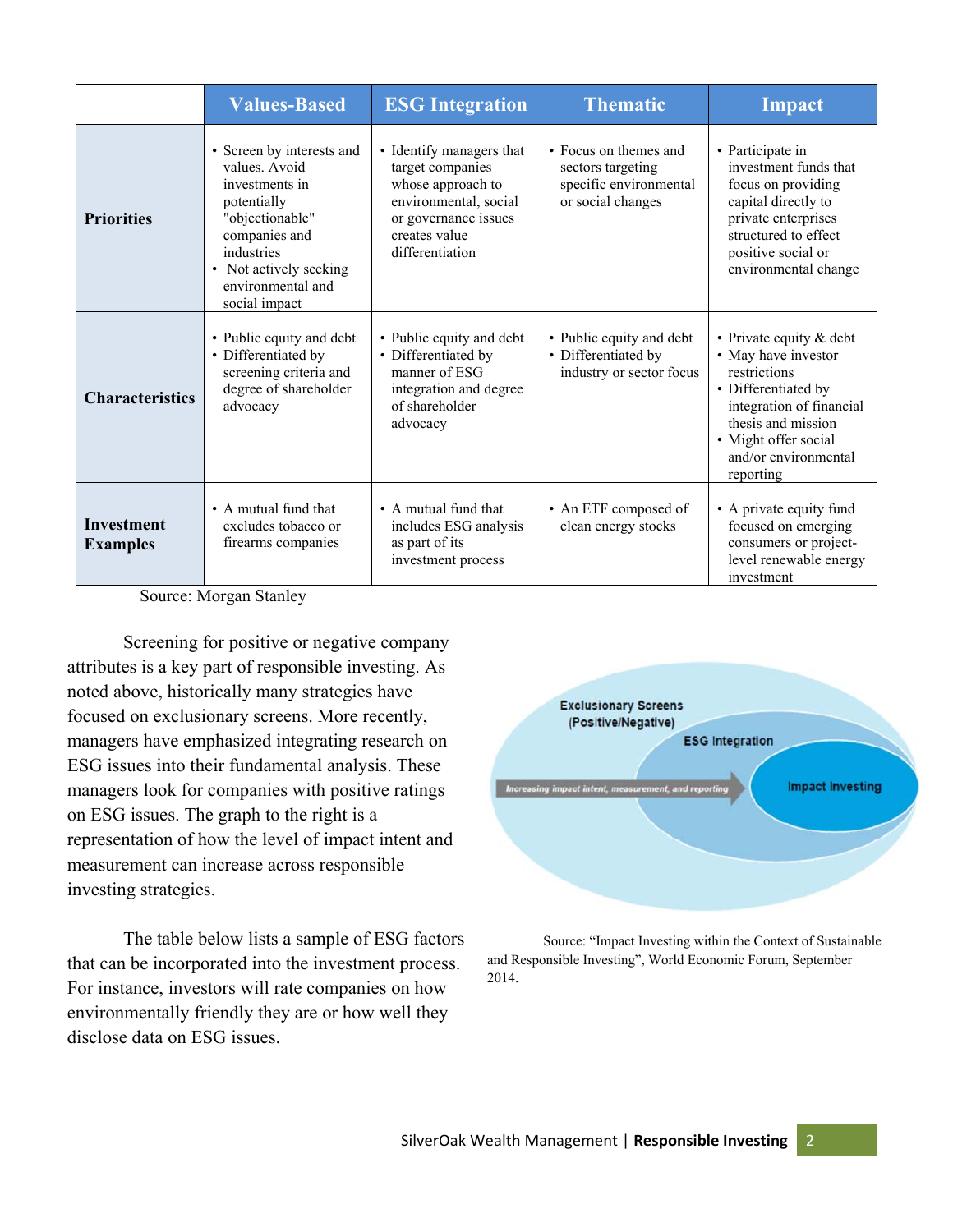| | Values-Based | ESG Integration | Thematic | Impact |
|---|---|---|---|---|
| **Priorities** | • Screen by interests and values. Avoid investments in potentially "objectionable" companies and industries<br>• Not actively seeking environmental and social impact | • Identify managers that target companies whose approach to environmental, social or governance issues creates value differentiation | • Focus on themes and sectors targeting specific environmental or social changes | • Participate in investment funds that focus on providing capital directly to private enterprises structured to effect positive social or environmental change |
| **Characteristics** | • Public equity and debt<br>• Differentiated by screening criteria and degree of shareholder advocacy | • Public equity and debt<br>• Differentiated by manner of ESG integration and degree of shareholder advocacy | • Public equity and debt<br>• Differentiated by industry or sector focus | • Private equity & debt<br>• May have investor restrictions<br>• Differentiated by integration of financial thesis and mission<br>• Might offer social and/or environmental reporting |
| **Investment Examples** | • A mutual fund that excludes tobacco or firearms companies | • A mutual fund that includes ESG analysis as part of its investment process | • An ETF composed of clean energy stocks | • A private equity fund focused on emerging consumers or project-level renewable energy investment |

Source: Morgan Stanley

Screening for positive or negative company attributes is a key part of responsible investing. As noted above, historically many strategies have focused on exclusionary screens. More recently, managers have emphasized integrating research on ESG issues into their fundamental analysis. These managers look for companies with positive ratings on ESG issues. The graph to the right is a representation of how the level of impact intent and measurement can increase across responsible investing strategies.

Exclusionary Screens (Positive/Negative)

ESG Integration

Impact Investing

Increasing impact intent, measurement, and reporting

Source: "Impact Investing within the Context of Sustainable and Responsible Investing", World Economic Forum, September 2014.

The table below lists a sample of ESG factors that can be incorporated into the investment process. For instance, investors will rate companies on how environmentally friendly they are or how well they disclose data on ESG issues.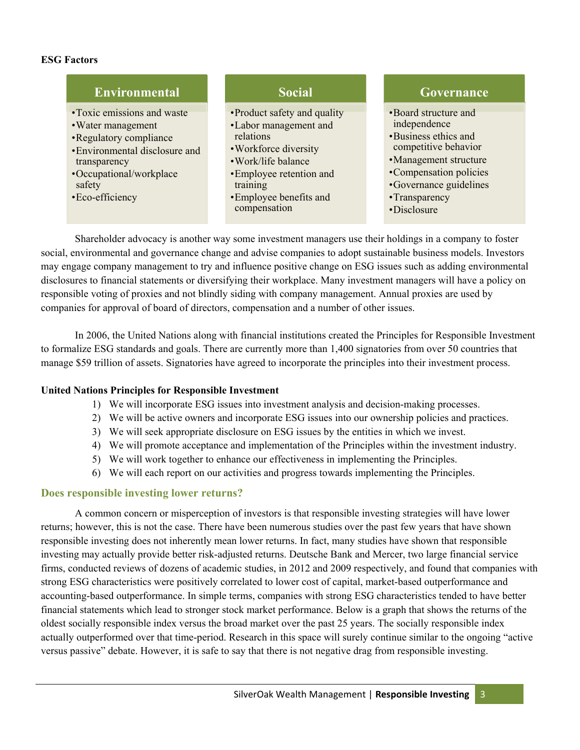**ESG Factors**

| Environmental | Social | Governance |
|---|---|---|
| • Toxic emissions and waste<br>• Water management<br>• Regulatory compliance<br>• Environmental disclosure and transparency<br>• Occupational/workplace safety<br>• Eco-efficiency | • Product safety and quality<br>• Labor management and relations<br>• Workforce diversity<br>• Work/life balance<br>• Employee retention and training<br>• Employee benefits and compensation | • Board structure and independence<br>• Business ethics and competitive behavior<br>• Management structure<br>• Compensation policies<br>• Governance guidelines<br>• Transparency<br>• Disclosure |

Shareholder advocacy is another way some investment managers use their holdings in a company to foster social, environmental and governance change and advise companies to adopt sustainable business models. Investors may engage company management to try and influence positive change on ESG issues such as adding environmental disclosures to financial statements or diversifying their workplace. Many investment managers will have a policy on responsible voting of proxies and not blindly siding with company management. Annual proxies are used by companies for approval of board of directors, compensation and a number of other issues.

In 2006, the United Nations along with financial institutions created the Principles for Responsible Investment to formalize ESG standards and goals. There are currently more than 1,400 signatories from over 50 countries that manage $59 trillion of assets. Signatories have agreed to incorporate the principles into their investment process.

**United Nations Principles for Responsible Investment**

1) We will incorporate ESG issues into investment analysis and decision-making processes.
2) We will be active owners and incorporate ESG issues into our ownership policies and practices.
3) We will seek appropriate disclosure on ESG issues by the entities in which we invest.
4) We will promote acceptance and implementation of the Principles within the investment industry.
5) We will work together to enhance our effectiveness in implementing the Principles.
6) We will each report on our activities and progress towards implementing the Principles.

## Does responsible investing lower returns?

A common concern or misperception of investors is that responsible investing strategies will have lower returns; however, this is not the case. There have been numerous studies over the past few years that have shown responsible investing does not inherently mean lower returns. In fact, many studies have shown that responsible investing may actually provide better risk-adjusted returns. Deutsche Bank and Mercer, two large financial service firms, conducted reviews of dozens of academic studies, in 2012 and 2009 respectively, and found that companies with strong ESG characteristics were positively correlated to lower cost of capital, market-based outperformance and accounting-based outperformance. In simple terms, companies with strong ESG characteristics tended to have better financial statements which lead to stronger stock market performance. Below is a graph that shows the returns of the oldest socially responsible index versus the broad market over the past 25 years. The socially responsible index actually outperformed over that time-period. Research in this space will surely continue similar to the ongoing "active versus passive" debate. However, it is safe to say that there is not negative drag from responsible investing.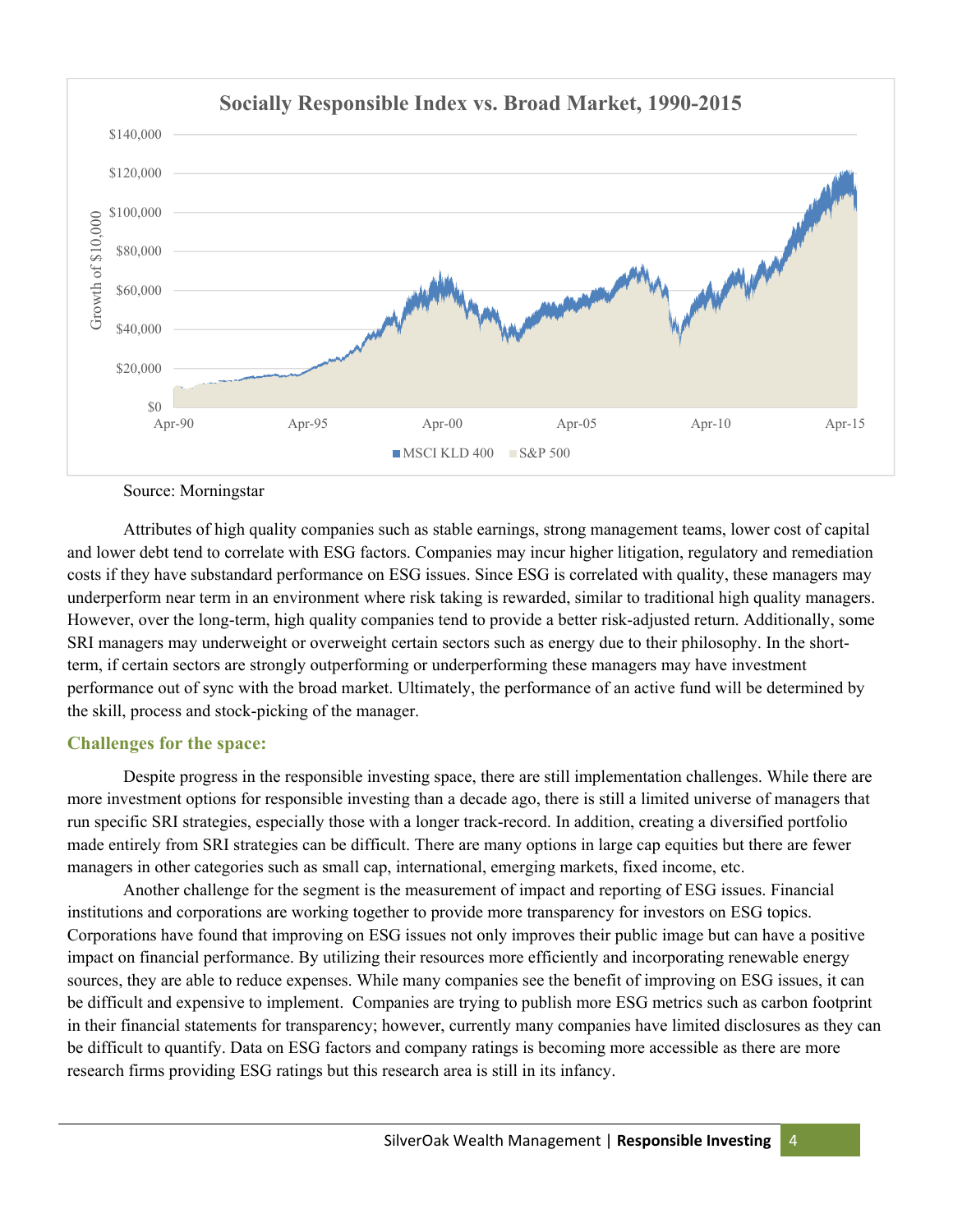**Socially Responsible Index vs. Broad Market, 1990-2015**

Source: Morningstar

Attributes of high quality companies such as stable earnings, strong management teams, lower cost of capital and lower debt tend to correlate with ESG factors. Companies may incur higher litigation, regulatory and remediation costs if they have substandard performance on ESG issues. Since ESG is correlated with quality, these managers may underperform near term in an environment where risk taking is rewarded, similar to traditional high quality managers. However, over the long-term, high quality companies tend to provide a better risk-adjusted return. Additionally, some SRI managers may underweight or overweight certain sectors such as energy due to their philosophy. In the short-term, if certain sectors are strongly outperforming or underperforming these managers may have investment performance out of sync with the broad market. Ultimately, the performance of an active fund will be determined by the skill, process and stock-picking of the manager.

## Challenges for the space:

Despite progress in the responsible investing space, there are still implementation challenges. While there are more investment options for responsible investing than a decade ago, there is still a limited universe of managers that run specific SRI strategies, especially those with a longer track-record. In addition, creating a diversified portfolio made entirely from SRI strategies can be difficult. There are many options in large cap equities but there are fewer managers in other categories such as small cap, international, emerging markets, fixed income, etc.

Another challenge for the segment is the measurement of impact and reporting of ESG issues. Financial institutions and corporations are working together to provide more transparency for investors on ESG topics. Corporations have found that improving on ESG issues not only improves their public image but can have a positive impact on financial performance. By utilizing their resources more efficiently and incorporating renewable energy sources, they are able to reduce expenses. While many companies see the benefit of improving on ESG issues, it can be difficult and expensive to implement. Companies are trying to publish more ESG metrics such as carbon footprint in their financial statements for transparency; however, currently many companies have limited disclosures as they can be difficult to quantify. Data on ESG factors and company ratings is becoming more accessible as there are more research firms providing ESG ratings but this research area is still in its infancy.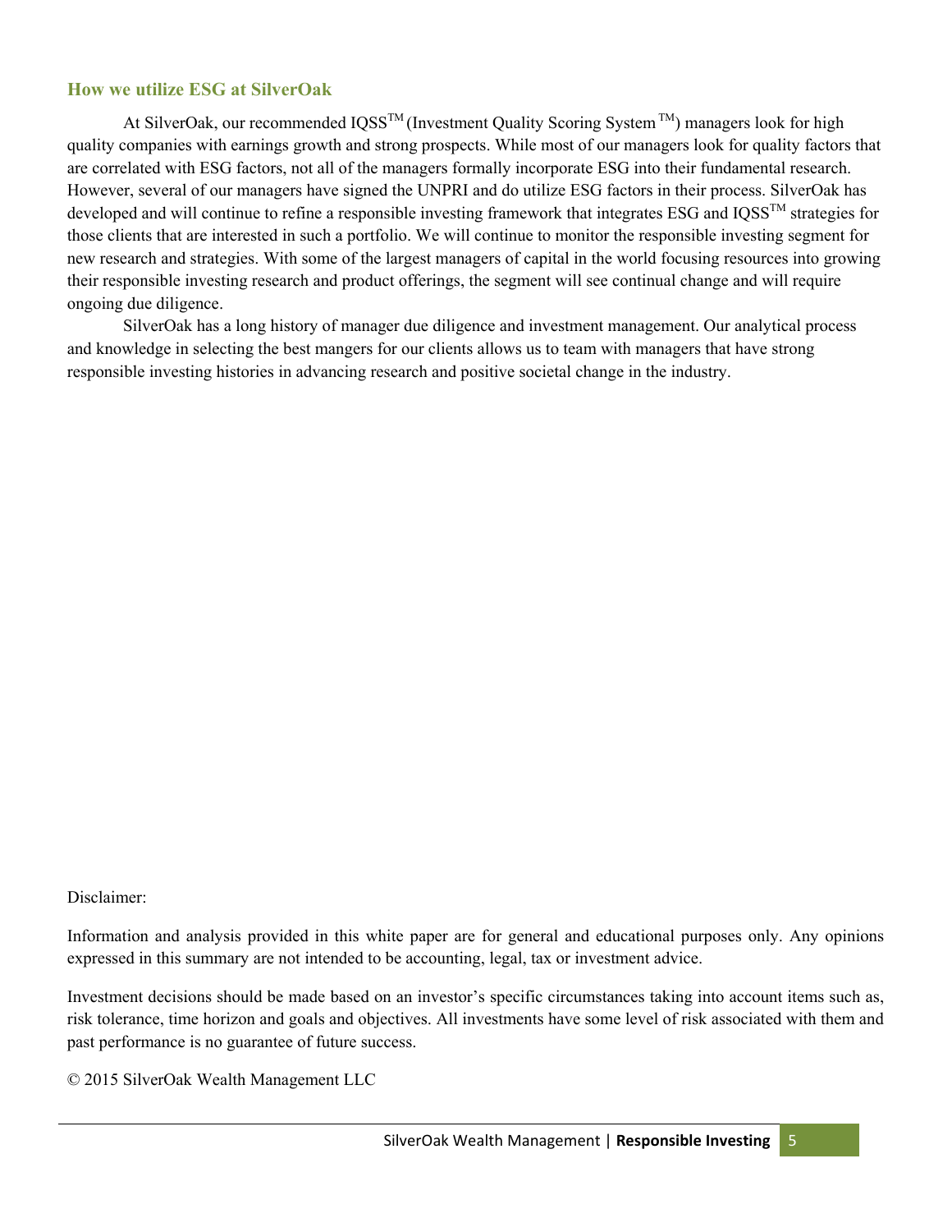## How we utilize ESG at SilverOak

At SilverOak, our recommended IQSS™ (Investment Quality Scoring System™) managers look for high quality companies with earnings growth and strong prospects. While most of our managers look for quality factors that are correlated with ESG factors, not all of the managers formally incorporate ESG into their fundamental research. However, several of our managers have signed the UNPRI and do utilize ESG factors in their process. SilverOak has developed and will continue to refine a responsible investing framework that integrates ESG and IQSS™ strategies for those clients that are interested in such a portfolio. We will continue to monitor the responsible investing segment for new research and strategies. With some of the largest managers of capital in the world focusing resources into growing their responsible investing research and product offerings, the segment will see continual change and will require ongoing due diligence.

SilverOak has a long history of manager due diligence and investment management. Our analytical process and knowledge in selecting the best mangers for our clients allows us to team with managers that have strong responsible investing histories in advancing research and positive societal change in the industry.

Disclaimer:

Information and analysis provided in this white paper are for general and educational purposes only. Any opinions expressed in this summary are not intended to be accounting, legal, tax or investment advice.

Investment decisions should be made based on an investor's specific circumstances taking into account items such as, risk tolerance, time horizon and goals and objectives. All investments have some level of risk associated with them and past performance is no guarantee of future success.

© 2015 SilverOak Wealth Management LLC